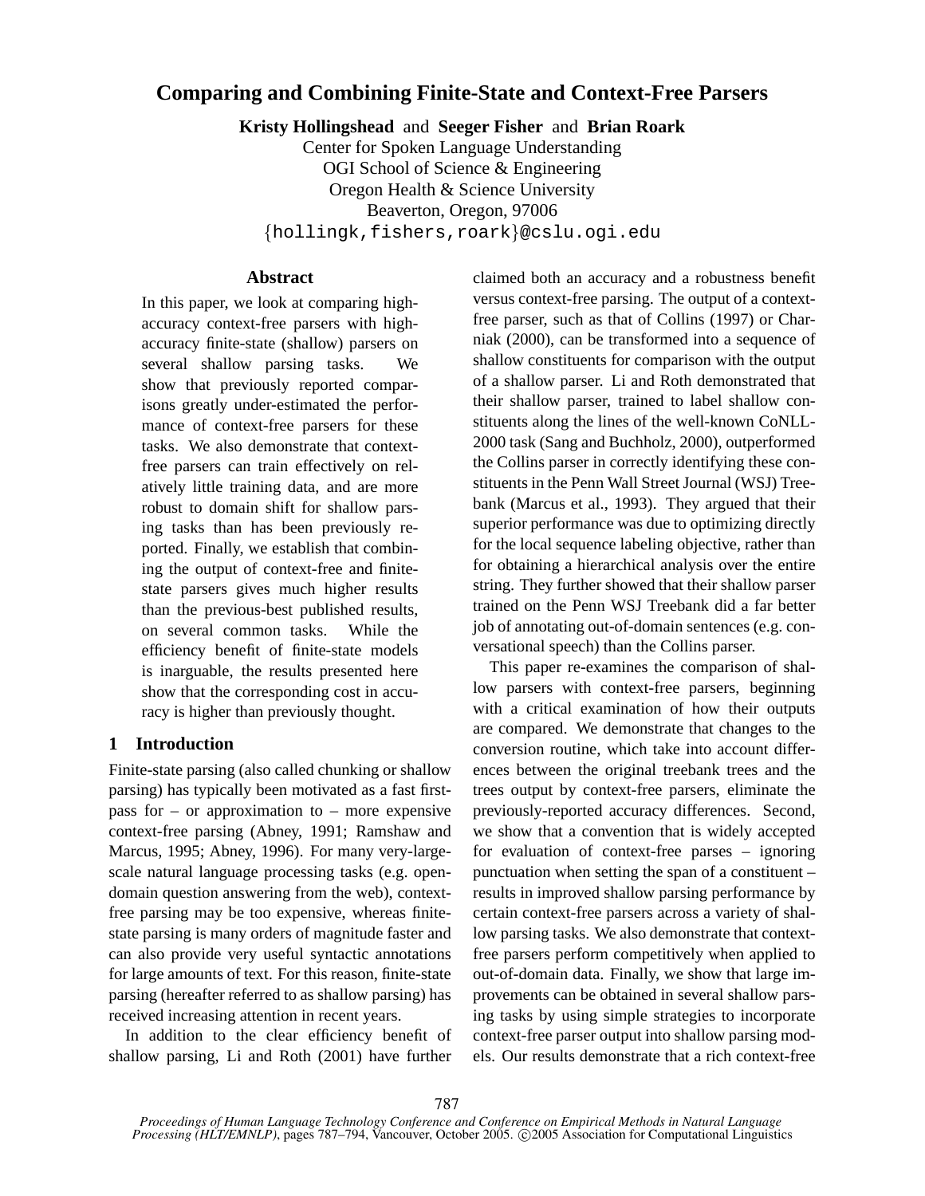# Comparing and Combining Finite-State and Context-Free Parsers

**Kristy Hollingshead** and **Seeger Fisher** and **Brian Roark**
Center for Spoken Language Understanding
OGI School of Science & Engineering
Oregon Health & Science University
Beaverton, Oregon, 97006
{hollingk,fishers,roark}@cslu.ogi.edu

## Abstract

In this paper, we look at comparing high-accuracy context-free parsers with high-accuracy finite-state (shallow) parsers on several shallow parsing tasks. We show that previously reported comparisons greatly under-estimated the performance of context-free parsers for these tasks. We also demonstrate that context-free parsers can train effectively on relatively little training data, and are more robust to domain shift for shallow parsing tasks than has been previously reported. Finally, we establish that combining the output of context-free and finite-state parsers gives much higher results than the previous-best published results, on several common tasks. While the efficiency benefit of finite-state models is inarguable, the results presented here show that the corresponding cost in accuracy is higher than previously thought.

## 1 Introduction

Finite-state parsing (also called chunking or shallow parsing) has typically been motivated as a fast first-pass for – or approximation to – more expensive context-free parsing (Abney, 1991; Ramshaw and Marcus, 1995; Abney, 1996). For very-large-scale natural language processing tasks (e.g. open-domain question answering from the web), context-free parsing may be too expensive, whereas finite-state parsing is many orders of magnitude faster and can also provide very useful syntactic annotations for large amounts of text. For this reason, finite-state parsing (hereafter referred to as shallow parsing) has received increasing attention in recent years.

In addition to the clear efficiency benefit of shallow parsing, Li and Roth (2001) have further claimed both an accuracy and a robustness benefit versus context-free parsing. The output of a context-free parser, such as that of Collins (1997) or Charniak (2000), can be transformed into a sequence of shallow constituents for comparison with the output of a shallow parser. Li and Roth demonstrated that their shallow parser, trained to label shallow constituents along the lines of the well-known CoNLL-2000 task (Sang and Buchholz, 2000), outperformed the Collins parser in correctly identifying these constituents in the Penn Wall Street Journal (WSJ) Treebank (Marcus et al., 1993). They argued that their superior performance was due to optimizing directly for the local sequence labeling objective, rather than for obtaining a hierarchical analysis over the entire string. They further showed that their shallow parser trained on the Penn WSJ Treebank did a far better job of annotating out-of-domain sentences (e.g. conversational speech) than the Collins parser.

This paper re-examines the comparison of shallow parsers with context-free parsers, beginning with a critical examination of how their outputs are compared. We demonstrate that changes to the conversion routine, which take into account differences between the original treebank trees and the trees output by context-free parsers, eliminate the previously-reported accuracy differences. Second, we show that a convention that is widely accepted for evaluation of context-free parses – ignoring punctuation when setting the span of a constituent – results in improved shallow parsing performance by certain context-free parsers across a variety of shallow parsing tasks. We also demonstrate that context-free parsers perform competitively when applied to out-of-domain data. Finally, we show that large improvements can be obtained in several shallow parsing tasks by using simple strategies to incorporate context-free parser output into shallow parsing models. Our results demonstrate that a rich context-free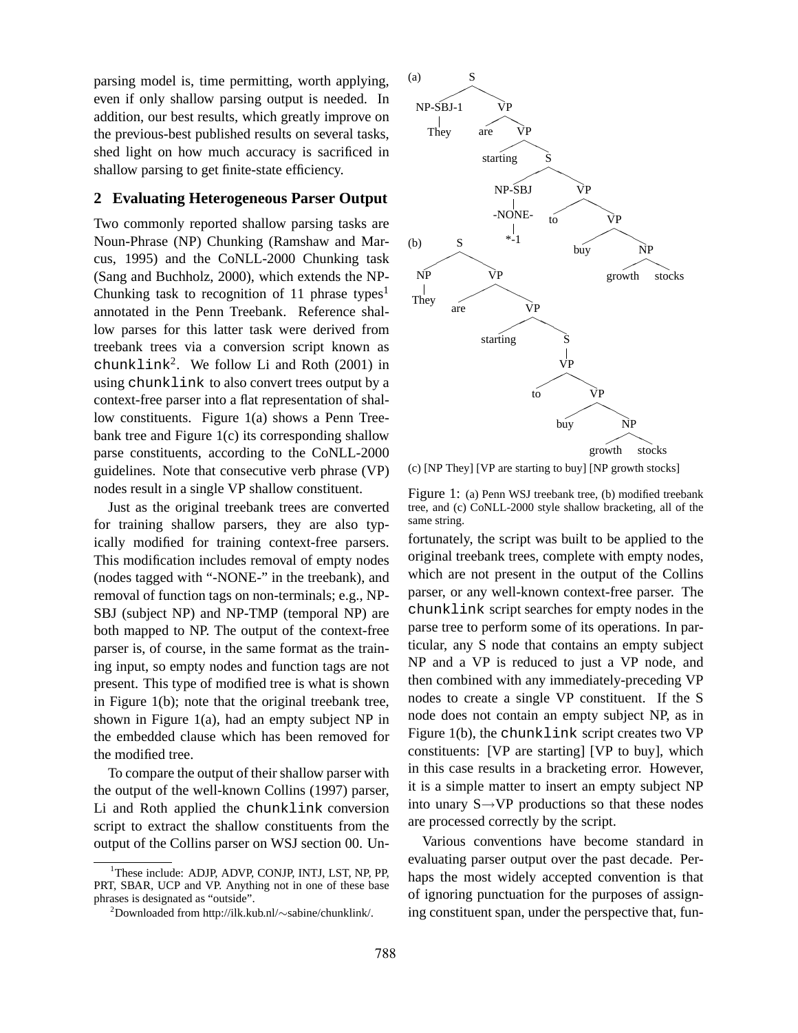parsing model is, time permitting, worth applying, even if only shallow parsing output is needed. In addition, our best results, which greatly improve on the previous-best published results on several tasks, shed light on how much accuracy is sacrificed in shallow parsing to get finite-state efficiency.

## 2 Evaluating Heterogeneous Parser Output

Two commonly reported shallow parsing tasks are Noun-Phrase (NP) Chunking (Ramshaw and Marcus, 1995) and the CoNLL-2000 Chunking task (Sang and Buchholz, 2000), which extends the NP-Chunking task to recognition of 11 phrase types[1] annotated in the Penn Treebank. Reference shallow parses for this latter task were derived from treebank trees via a conversion script known as `chunklink`[2]. We follow Li and Roth (2001) in using `chunklink` to also convert trees output by a context-free parser into a flat representation of shallow constituents. Figure 1(a) shows a Penn Treebank tree and Figure 1(c) its corresponding shallow parse constituents, according to the CoNLL-2000 guidelines. Note that consecutive verb phrase (VP) nodes result in a single VP shallow constituent.

Just as the original treebank trees are converted for training shallow parsers, they are also typically modified for training context-free parsers. This modification includes removal of empty nodes (nodes tagged with "-NONE-" in the treebank), and removal of function tags on non-terminals; e.g., NP-SBJ (subject NP) and NP-TMP (temporal NP) are both mapped to NP. The output of the context-free parser is, of course, in the same format as the training input, so empty nodes and function tags are not present. This type of modified tree is what is shown in Figure 1(b); note that the original treebank tree, shown in Figure 1(a), had an empty subject NP in the embedded clause which has been removed for the modified tree.

To compare the output of their shallow parser with the output of the well-known Collins (1997) parser, Li and Roth applied the `chunklink` conversion script to extract the shallow constituents from the output of the Collins parser on WSJ section 00. Unfortunately, the script was built to be applied to the original treebank trees, complete with empty nodes, which are not present in the output of the Collins parser, or any well-known context-free parser. The `chunklink` script searches for empty nodes in the parse tree to perform some of its operations. In particular, any S node that contains an empty subject NP and a VP is reduced to just a VP node, and then combined with any immediately-preceding VP nodes to create a single VP constituent. If the S node does not contain an empty subject NP, as in Figure 1(b), the `chunklink` script creates two VP constituents: [VP are starting] [VP to buy], which in this case results in a bracketing error. However, it is a simple matter to insert an empty subject NP into unary S→VP productions so that these nodes are processed correctly by the script.

Various conventions have become standard in evaluating parser output over the past decade. Perhaps the most widely accepted convention is that of ignoring punctuation for the purposes of assigning constituent span, under the perspective that, fun-

(a) (S (NP-SBJ-1 They) (VP are (VP starting (S (NP-SBJ (-NONE- *-1)) (VP to (VP buy (NP growth stocks)))))))

(b) (S (NP They) (VP are (VP starting (S (VP to (VP buy (NP growth stocks)))))))

(c) [NP They] [VP are starting to buy] [NP growth stocks]

Figure 1: (a) Penn WSJ treebank tree, (b) modified treebank tree, and (c) CoNLL-2000 style shallow bracketing, all of the same string.

[1] These include: ADJP, ADVP, CONJP, INTJ, LST, NP, PP, PRT, SBAR, UCP and VP. Anything not in one of these base phrases is designated as "outside".

[2] Downloaded from http://ilk.kub.nl/∼sabine/chunklink/.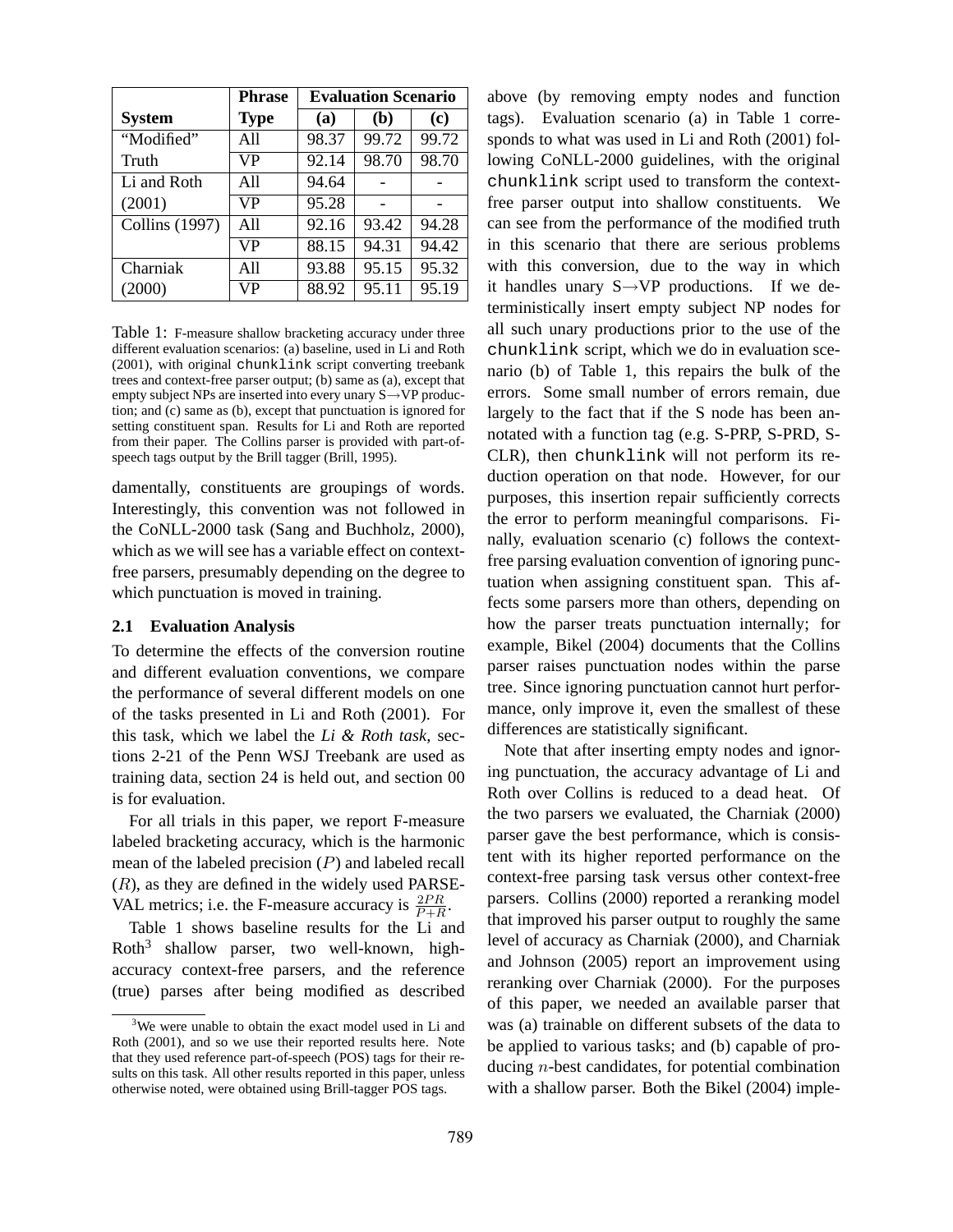| System | Phrase Type | Evaluation Scenario | | |
|---|---|---|---|---|
| | | (a) | (b) | (c) |
| "Modified" | All | 98.37 | 99.72 | 99.72 |
| Truth | VP | 92.14 | 98.70 | 98.70 |
| Li and Roth | All | 94.64 | - | - |
| (2001) | VP | 95.28 | - | - |
| Collins (1997) | All | 92.16 | 93.42 | 94.28 |
| | VP | 88.15 | 94.31 | 94.42 |
| Charniak | All | 93.88 | 95.15 | 95.32 |
| (2000) | VP | 88.92 | 95.11 | 95.19 |

Table 1: F-measure shallow bracketing accuracy under three different evaluation scenarios: (a) baseline, used in Li and Roth (2001), with original chunklink script converting treebank trees and context-free parser output; (b) same as (a), except that empty subject NPs are inserted into every unary S→VP production; and (c) same as (b), except that punctuation is ignored for setting constituent span. Results for Li and Roth are reported from their paper. The Collins parser is provided with part-of-speech tags output by the Brill tagger (Brill, 1995).

damentally, constituents are groupings of words. Interestingly, this convention was not followed in the CoNLL-2000 task (Sang and Buchholz, 2000), which as we will see has a variable effect on context-free parsers, presumably depending on the degree to which punctuation is moved in training.

### 2.1 Evaluation Analysis

To determine the effects of the conversion routine and different evaluation conventions, we compare the performance of several different models on one of the tasks presented in Li and Roth (2001). For this task, which we label the *Li & Roth task*, sections 2-21 of the Penn WSJ Treebank are used as training data, section 24 is held out, and section 00 is for evaluation.

For all trials in this paper, we report F-measure labeled bracketing accuracy, which is the harmonic mean of the labeled precision ($P$) and labeled recall ($R$), as they are defined in the widely used PARSEVAL metrics; i.e. the F-measure accuracy is $\frac{2PR}{P+R}$.

Table 1 shows baseline results for the Li and Roth[3] shallow parser, two well-known, high-accuracy context-free parsers, and the reference (true) parses after being modified as described above (by removing empty nodes and function tags). Evaluation scenario (a) in Table 1 corresponds to what was used in Li and Roth (2001) following CoNLL-2000 guidelines, with the original chunklink script used to transform the context-free parser output into shallow constituents. We can see from the performance of the modified truth in this scenario that there are serious problems with this conversion, due to the way in which it handles unary S→VP productions. If we deterministically insert empty subject NP nodes for all such unary productions prior to the use of the chunklink script, which we do in evaluation scenario (b) of Table 1, this repairs the bulk of the errors. Some small number of errors remain, due largely to the fact that if the S node has been annotated with a function tag (e.g. S-PRP, S-PRD, S-CLR), then chunklink will not perform its reduction operation on that node. However, for our purposes, this insertion repair sufficiently corrects the error to perform meaningful comparisons. Finally, evaluation scenario (c) follows the context-free parsing evaluation convention of ignoring punctuation when assigning constituent span. This affects some parsers more than others, depending on how the parser treats punctuation internally; for example, Bikel (2004) documents that the Collins parser raises punctuation nodes within the parse tree. Since ignoring punctuation cannot hurt performance, only improve it, even the smallest of these differences are statistically significant.

Note that after inserting empty nodes and ignoring punctuation, the accuracy advantage of Li and Roth over Collins is reduced to a dead heat. Of the two parsers we evaluated, the Charniak (2000) parser gave the best performance, which is consistent with its higher reported performance on the context-free parsing task versus other context-free parsers. Collins (2000) reported a reranking model that improved his parser output to roughly the same level of accuracy as Charniak (2000), and Charniak and Johnson (2005) report an improvement using reranking over Charniak (2000). For the purposes of this paper, we needed an available parser that was (a) trainable on different subsets of the data to be applied to various tasks; and (b) capable of producing $n$-best candidates, for potential combination with a shallow parser. Both the Bikel (2004) imple-

[3] We were unable to obtain the exact model used in Li and Roth (2001), and so we use their reported results here. Note that they used reference part-of-speech (POS) tags for their results on this task. All other results reported in this paper, unless otherwise noted, were obtained using Brill-tagger POS tags.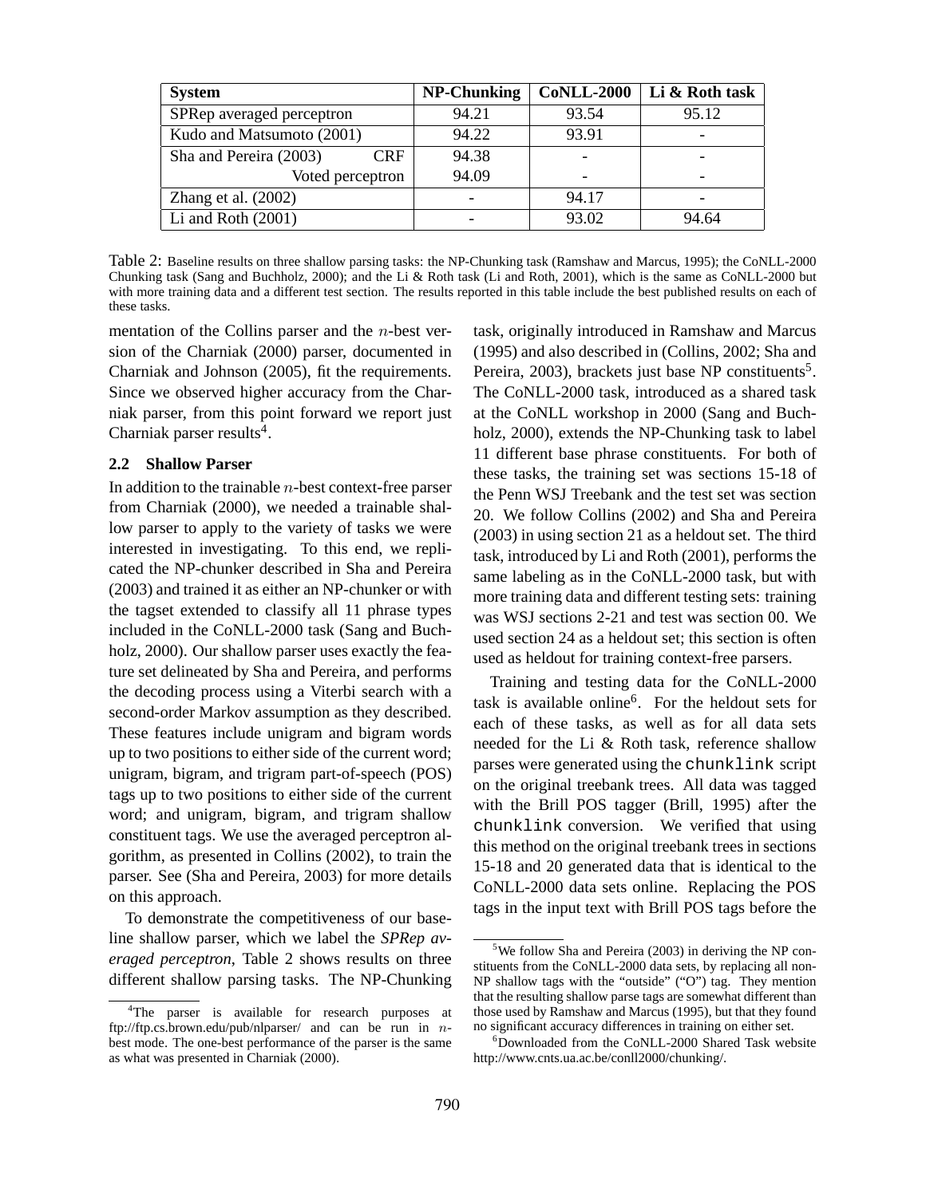| System | NP-Chunking | CoNLL-2000 | Li & Roth task |
|---|---|---|---|
| SPRep averaged perceptron | 94.21 | 93.54 | 95.12 |
| Kudo and Matsumoto (2001) | 94.22 | 93.91 | - |
| Sha and Pereira (2003) CRF | 94.38 | - | - |
| Voted perceptron | 94.09 | - | - |
| Zhang et al. (2002) | - | 94.17 | - |
| Li and Roth (2001) | - | 93.02 | 94.64 |

Table 2: Baseline results on three shallow parsing tasks: the NP-Chunking task (Ramshaw and Marcus, 1995); the CoNLL-2000 Chunking task (Sang and Buchholz, 2000); and the Li & Roth task (Li and Roth, 2001), which is the same as CoNLL-2000 but with more training data and a different test section. The results reported in this table include the best published results on each of these tasks.

mentation of the Collins parser and the $n$-best version of the Charniak (2000) parser, documented in Charniak and Johnson (2005), fit the requirements. Since we observed higher accuracy from the Charniak parser, from this point forward we report just Charniak parser results[4].

### 2.2 Shallow Parser

In addition to the trainable $n$-best context-free parser from Charniak (2000), we needed a trainable shallow parser to apply to the variety of tasks we were interested in investigating. To this end, we replicated the NP-chunker described in Sha and Pereira (2003) and trained it as either an NP-chunker or with the tagset extended to classify all 11 phrase types included in the CoNLL-2000 task (Sang and Buchholz, 2000). Our shallow parser uses exactly the feature set delineated by Sha and Pereira, and performs the decoding process using a Viterbi search with a second-order Markov assumption as they described. These features include unigram and bigram words up to two positions to either side of the current word; unigram, bigram, and trigram part-of-speech (POS) tags up to two positions to either side of the current word; and unigram, bigram, and trigram shallow constituent tags. We use the averaged perceptron algorithm, as presented in Collins (2002), to train the parser. See (Sha and Pereira, 2003) for more details on this approach.

To demonstrate the competitiveness of our baseline shallow parser, which we label the *SPRep averaged perceptron*, Table 2 shows results on three different shallow parsing tasks. The NP-Chunking task, originally introduced in Ramshaw and Marcus (1995) and also described in (Collins, 2002; Sha and Pereira, 2003), brackets just base NP constituents[5]. The CoNLL-2000 task, introduced as a shared task at the CoNLL workshop in 2000 (Sang and Buchholz, 2000), extends the NP-Chunking task to label 11 different base phrase constituents. For both of these tasks, the training set was sections 15-18 of the Penn WSJ Treebank and the test set was section 20. We follow Collins (2002) and Sha and Pereira (2003) in using section 21 as a heldout set. The third task, introduced by Li and Roth (2001), performs the same labeling as in the CoNLL-2000 task, but with more training data and different testing sets: training was WSJ sections 2-21 and test was section 00. We used section 24 as a heldout set; this section is often used as heldout for training context-free parsers.

Training and testing data for the CoNLL-2000 task is available online[6]. For the heldout sets for each of these tasks, as well as for all data sets needed for the Li & Roth task, reference shallow parses were generated using the `chunklink` script on the original treebank trees. All data was tagged with the Brill POS tagger (Brill, 1995) after the `chunklink` conversion. We verified that using this method on the original treebank trees in sections 15-18 and 20 generated data that is identical to the CoNLL-2000 data sets online. Replacing the POS tags in the input text with Brill POS tags before the

[4] The parser is available for research purposes at ftp://ftp.cs.brown.edu/pub/nlparser/ and can be run in $n$-best mode. The one-best performance of the parser is the same as what was presented in Charniak (2000).

[5] We follow Sha and Pereira (2003) in deriving the NP constituents from the CoNLL-2000 data sets, by replacing all non-NP shallow tags with the "outside" ("O") tag. They mention that the resulting shallow parse tags are somewhat different than those used by Ramshaw and Marcus (1995), but that they found no significant accuracy differences in training on either set.

[6] Downloaded from the CoNLL-2000 Shared Task website http://www.cnts.ua.ac.be/conll2000/chunking/.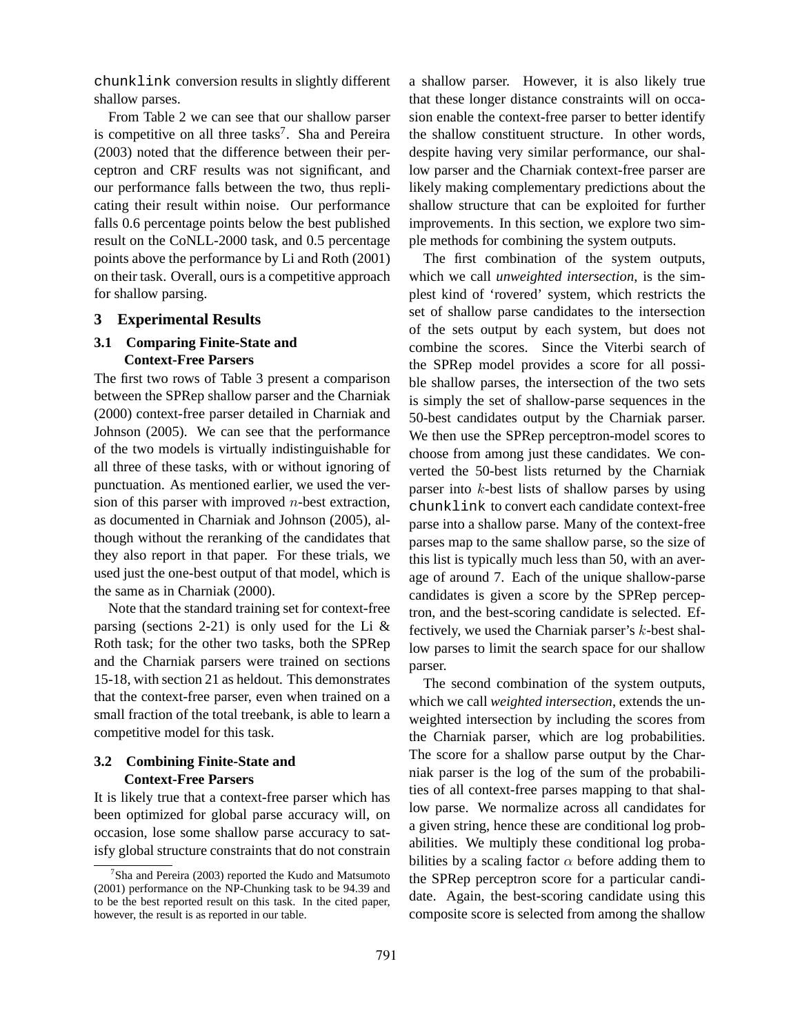`chunklink` conversion results in slightly different shallow parses.

From Table 2 we can see that our shallow parser is competitive on all three tasks[7]. Sha and Pereira (2003) noted that the difference between their perceptron and CRF results was not significant, and our performance falls between the two, thus replicating their result within noise. Our performance falls 0.6 percentage points below the best published result on the CoNLL-2000 task, and 0.5 percentage points above the performance by Li and Roth (2001) on their task. Overall, ours is a competitive approach for shallow parsing.

## 3 Experimental Results

### 3.1 Comparing Finite-State and Context-Free Parsers

The first two rows of Table 3 present a comparison between the SPRep shallow parser and the Charniak (2000) context-free parser detailed in Charniak and Johnson (2005). We can see that the performance of the two models is virtually indistinguishable for all three of these tasks, with or without ignoring of punctuation. As mentioned earlier, we used the version of this parser with improved $n$-best extraction, as documented in Charniak and Johnson (2005), although without the reranking of the candidates that they also report in that paper. For these trials, we used just the one-best output of that model, which is the same as in Charniak (2000).

Note that the standard training set for context-free parsing (sections 2-21) is only used for the Li & Roth task; for the other two tasks, both the SPRep and the Charniak parsers were trained on sections 15-18, with section 21 as heldout. This demonstrates that the context-free parser, even when trained on a small fraction of the total treebank, is able to learn a competitive model for this task.

### 3.2 Combining Finite-State and Context-Free Parsers

It is likely true that a context-free parser which has been optimized for global parse accuracy will, on occasion, lose some shallow parse accuracy to satisfy global structure constraints that do not constrain a shallow parser. However, it is also likely true that these longer distance constraints will on occasion enable the context-free parser to better identify the shallow constituent structure. In other words, despite having very similar performance, our shallow parser and the Charniak context-free parser are likely making complementary predictions about the shallow structure that can be exploited for further improvements. In this section, we explore two simple methods for combining the system outputs.

The first combination of the system outputs, which we call *unweighted intersection*, is the simplest kind of 'rovered' system, which restricts the set of shallow parse candidates to the intersection of the sets output by each system, but does not combine the scores. Since the Viterbi search of the SPRep model provides a score for all possible shallow parses, the intersection of the two sets is simply the set of shallow-parse sequences in the 50-best candidates output by the Charniak parser. We then use the SPRep perceptron-model scores to choose from among just these candidates. We converted the 50-best lists returned by the Charniak parser into $k$-best lists of shallow parses by using `chunklink` to convert each candidate context-free parse into a shallow parse. Many of the context-free parses map to the same shallow parse, so the size of this list is typically much less than 50, with an average of around 7. Each of the unique shallow-parse candidates is given a score by the SPRep perceptron, and the best-scoring candidate is selected. Effectively, we used the Charniak parser's $k$-best shallow parses to limit the search space for our shallow parser.

The second combination of the system outputs, which we call *weighted intersection*, extends the unweighted intersection by including the scores from the Charniak parser, which are log probabilities. The score for a shallow parse output by the Charniak parser is the log of the sum of the probabilities of all context-free parses mapping to that shallow parse. We normalize across all candidates for a given string, hence these are conditional log probabilities. We multiply these conditional log probabilities by a scaling factor $\alpha$ before adding them to the SPRep perceptron score for a particular candidate. Again, the best-scoring candidate using this composite score is selected from among the shallow

[7] Sha and Pereira (2003) reported the Kudo and Matsumoto (2001) performance on the NP-Chunking task to be 94.39 and to be the best reported result on this task. In the cited paper, however, the result is as reported in our table.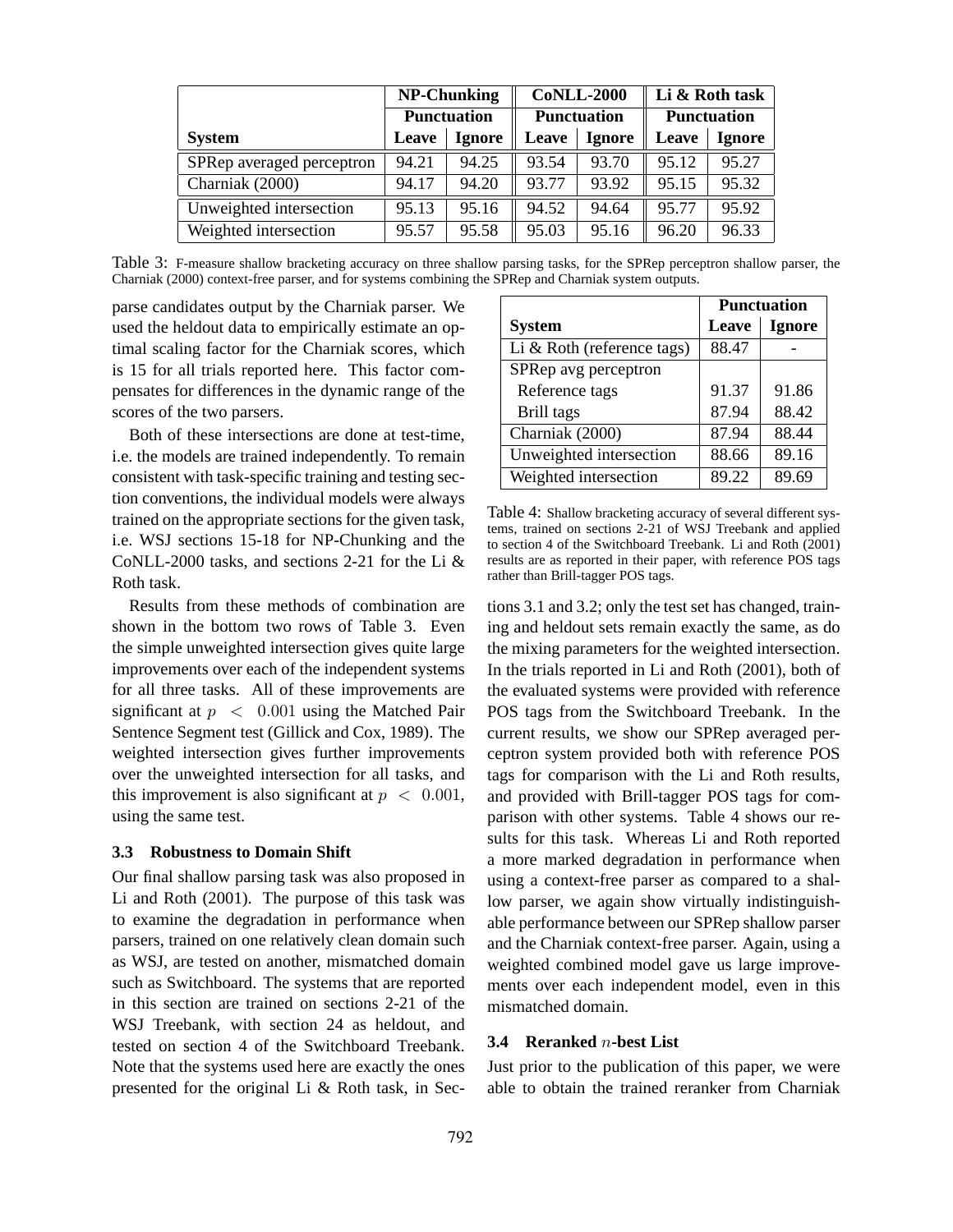| System | NP-Chunking | | CoNLL-2000 | | Li & Roth task | |
|---|---|---|---|---|---|---|
| | Punctuation | | Punctuation | | Punctuation | |
| | Leave | Ignore | Leave | Ignore | Leave | Ignore |
| SPRep averaged perceptron | 94.21 | 94.25 | 93.54 | 93.70 | 95.12 | 95.27 |
| Charniak (2000) | 94.17 | 94.20 | 93.77 | 93.92 | 95.15 | 95.32 |
| Unweighted intersection | 95.13 | 95.16 | 94.52 | 94.64 | 95.77 | 95.92 |
| Weighted intersection | 95.57 | 95.58 | 95.03 | 95.16 | 96.20 | 96.33 |

Table 3: F-measure shallow bracketing accuracy on three shallow parsing tasks, for the SPRep perceptron shallow parser, the Charniak (2000) context-free parser, and for systems combining the SPRep and Charniak system outputs.

parse candidates output by the Charniak parser. We used the heldout data to empirically estimate an optimal scaling factor for the Charniak scores, which is 15 for all trials reported here. This factor compensates for differences in the dynamic range of the scores of the two parsers.

Both of these intersections are done at test-time, i.e. the models are trained independently. To remain consistent with task-specific training and testing section conventions, the individual models were always trained on the appropriate sections for the given task, i.e. WSJ sections 15-18 for NP-Chunking and the CoNLL-2000 tasks, and sections 2-21 for the Li & Roth task.

Results from these methods of combination are shown in the bottom two rows of Table 3. Even the simple unweighted intersection gives quite large improvements over each of the independent systems for all three tasks. All of these improvements are significant at $p < 0.001$ using the Matched Pair Sentence Segment test (Gillick and Cox, 1989). The weighted intersection gives further improvements over the unweighted intersection for all tasks, and this improvement is also significant at $p < 0.001$, using the same test.

### 3.3 Robustness to Domain Shift

Our final shallow parsing task was also proposed in Li and Roth (2001). The purpose of this task was to examine the degradation in performance when parsers, trained on one relatively clean domain such as WSJ, are tested on another, mismatched domain such as Switchboard. The systems that are reported in this section are trained on sections 2-21 of the WSJ Treebank, with section 24 as heldout, and tested on section 4 of the Switchboard Treebank. Note that the systems used here are exactly the ones presented for the original Li & Roth task, in Sections 3.1 and 3.2; only the test set has changed, training and heldout sets remain exactly the same, as do the mixing parameters for the weighted intersection. In the trials reported in Li and Roth (2001), both of the evaluated systems were provided with reference POS tags from the Switchboard Treebank. In the current results, we show our SPRep averaged perceptron system provided both with reference POS tags for comparison with the Li and Roth results, and provided with Brill-tagger POS tags for comparison with other systems. Table 4 shows our results for this task. Whereas Li and Roth reported a more marked degradation in performance when using a context-free parser as compared to a shallow parser, we again show virtually indistinguishable performance between our SPRep shallow parser and the Charniak context-free parser. Again, using a weighted combined model gave us large improvements over each independent model, even in this mismatched domain.

| System | Punctuation | |
|---|---|---|
| | Leave | Ignore |
| Li & Roth (reference tags) | 88.47 | - |
| SPRep avg perceptron | | |
| Reference tags | 91.37 | 91.86 |
| Brill tags | 87.94 | 88.42 |
| Charniak (2000) | 87.94 | 88.44 |
| Unweighted intersection | 88.66 | 89.16 |
| Weighted intersection | 89.22 | 89.69 |

Table 4: Shallow bracketing accuracy of several different systems, trained on sections 2-21 of WSJ Treebank and applied to section 4 of the Switchboard Treebank. Li and Roth (2001) results are as reported in their paper, with reference POS tags rather than Brill-tagger POS tags.

### 3.4 Reranked $n$-best List

Just prior to the publication of this paper, we were able to obtain the trained reranker from Charniak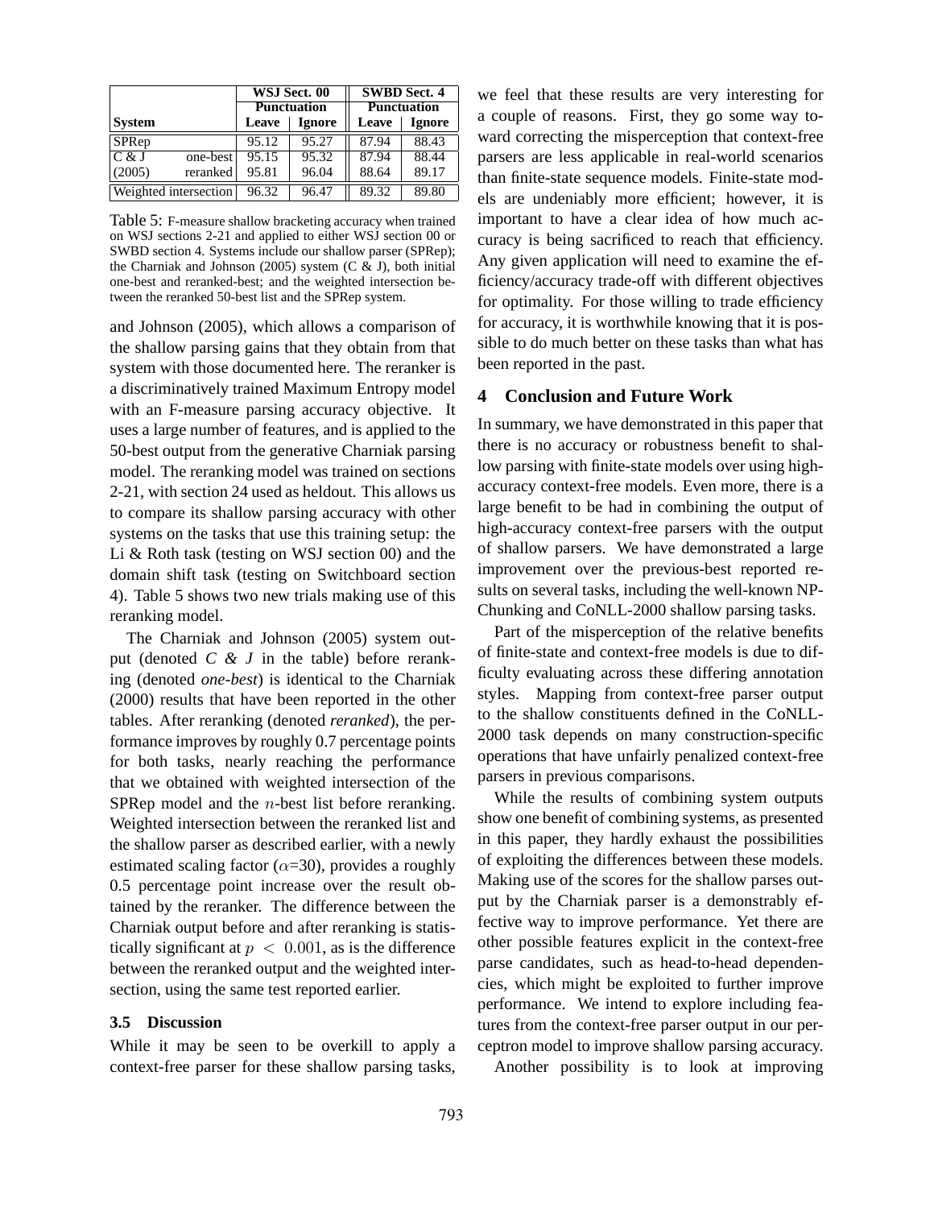| System | | WSJ Sect. 00 Punctuation | | SWBD Sect. 4 Punctuation | |
|---|---|---|---|---|---|
| | | Leave | Ignore | Leave | Ignore |
| SPRep | | 95.12 | 95.27 | 87.94 | 88.43 |
| C & J (2005) | one-best | 95.15 | 95.32 | 87.94 | 88.44 |
| | reranked | 95.81 | 96.04 | 88.64 | 89.17 |
| Weighted intersection | | 96.32 | 96.47 | 89.32 | 89.80 |

Table 5: F-measure shallow bracketing accuracy when trained on WSJ sections 2-21 and applied to either WSJ section 00 or SWBD section 4. Systems include our shallow parser (SPRep); the Charniak and Johnson (2005) system (C & J), both initial one-best and reranked-best; and the weighted intersection between the reranked 50-best list and the SPRep system.

and Johnson (2005), which allows a comparison of the shallow parsing gains that they obtain from that system with those documented here. The reranker is a discriminatively trained Maximum Entropy model with an F-measure parsing accuracy objective. It uses a large number of features, and is applied to the 50-best output from the generative Charniak parsing model. The reranking model was trained on sections 2-21, with section 24 used as heldout. This allows us to compare its shallow parsing accuracy with other systems on the tasks that use this training setup: the Li & Roth task (testing on WSJ section 00) and the domain shift task (testing on Switchboard section 4). Table 5 shows two new trials making use of this reranking model.

The Charniak and Johnson (2005) system output (denoted *C & J* in the table) before reranking (denoted *one-best*) is identical to the Charniak (2000) results that have been reported in the other tables. After reranking (denoted *reranked*), the performance improves by roughly 0.7 percentage points for both tasks, nearly reaching the performance that we obtained with weighted intersection of the SPRep model and the $n$-best list before reranking. Weighted intersection between the reranked list and the shallow parser as described earlier, with a newly estimated scaling factor ($\alpha$=30), provides a roughly 0.5 percentage point increase over the result obtained by the reranker. The difference between the Charniak output before and after reranking is statistically significant at $p < 0.001$, as is the difference between the reranked output and the weighted intersection, using the same test reported earlier.

### 3.5 Discussion

While it may be seen to be overkill to apply a context-free parser for these shallow parsing tasks, we feel that these results are very interesting for a couple of reasons. First, they go some way toward correcting the misperception that context-free parsers are less applicable in real-world scenarios than finite-state sequence models. Finite-state models are undeniably more efficient; however, it is important to have a clear idea of how much accuracy is being sacrificed to reach that efficiency. Any given application will need to examine the efficiency/accuracy trade-off with different objectives for optimality. For those willing to trade efficiency for accuracy, it is worthwhile knowing that it is possible to do much better on these tasks than what has been reported in the past.

## 4 Conclusion and Future Work

In summary, we have demonstrated in this paper that there is no accuracy or robustness benefit to shallow parsing with finite-state models over using high-accuracy context-free models. Even more, there is a large benefit to be had in combining the output of high-accuracy context-free parsers with the output of shallow parsers. We have demonstrated a large improvement over the previous-best reported results on several tasks, including the well-known NP-Chunking and CoNLL-2000 shallow parsing tasks.

Part of the misperception of the relative benefits of finite-state and context-free models is due to difficulty evaluating across these differing annotation styles. Mapping from context-free parser output to the shallow constituents defined in the CoNLL-2000 task depends on many construction-specific operations that have unfairly penalized context-free parsers in previous comparisons.

While the results of combining system outputs show one benefit of combining systems, as presented in this paper, they hardly exhaust the possibilities of exploiting the differences between these models. Making use of the scores for the shallow parses output by the Charniak parser is a demonstrably effective way to improve performance. Yet there are other possible features explicit in the context-free parse candidates, such as head-to-head dependencies, which might be exploited to further improve performance. We intend to explore including features from the context-free parser output in our perceptron model to improve shallow parsing accuracy.

Another possibility is to look at improving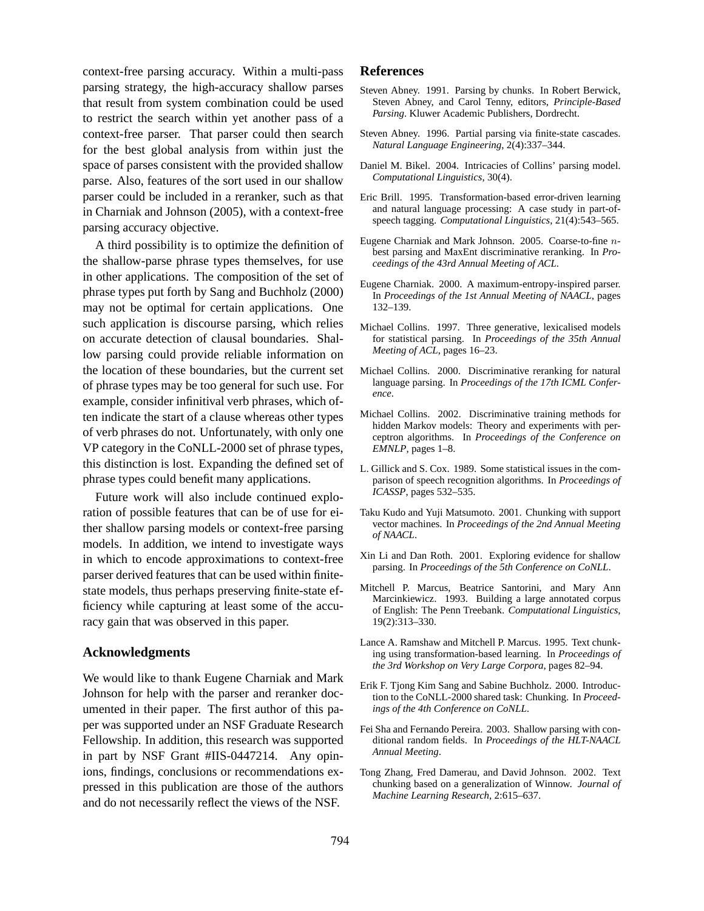context-free parsing accuracy. Within a multi-pass parsing strategy, the high-accuracy shallow parses that result from system combination could be used to restrict the search within yet another pass of a context-free parser. That parser could then search for the best global analysis from within just the space of parses consistent with the provided shallow parse. Also, features of the sort used in our shallow parser could be included in a reranker, such as that in Charniak and Johnson (2005), with a context-free parsing accuracy objective.

A third possibility is to optimize the definition of the shallow-parse phrase types themselves, for use in other applications. The composition of the set of phrase types put forth by Sang and Buchholz (2000) may not be optimal for certain applications. One such application is discourse parsing, which relies on accurate detection of clausal boundaries. Shallow parsing could provide reliable information on the location of these boundaries, but the current set of phrase types may be too general for such use. For example, consider infinitival verb phrases, which often indicate the start of a clause whereas other types of verb phrases do not. Unfortunately, with only one VP category in the CoNLL-2000 set of phrase types, this distinction is lost. Expanding the defined set of phrase types could benefit many applications.

Future work will also include continued exploration of possible features that can be of use for either shallow parsing models or context-free parsing models. In addition, we intend to investigate ways in which to encode approximations to context-free parser derived features that can be used within finite-state models, thus perhaps preserving finite-state efficiency while capturing at least some of the accuracy gain that was observed in this paper.

## Acknowledgments

We would like to thank Eugene Charniak and Mark Johnson for help with the parser and reranker documented in their paper. The first author of this paper was supported under an NSF Graduate Research Fellowship. In addition, this research was supported in part by NSF Grant #IIS-0447214. Any opinions, findings, conclusions or recommendations expressed in this publication are those of the authors and do not necessarily reflect the views of the NSF.

## References

Steven Abney. 1991. Parsing by chunks. In Robert Berwick, Steven Abney, and Carol Tenny, editors, *Principle-Based Parsing*. Kluwer Academic Publishers, Dordrecht.

Steven Abney. 1996. Partial parsing via finite-state cascades. *Natural Language Engineering*, 2(4):337–344.

Daniel M. Bikel. 2004. Intricacies of Collins' parsing model. *Computational Linguistics*, 30(4).

Eric Brill. 1995. Transformation-based error-driven learning and natural language processing: A case study in part-of-speech tagging. *Computational Linguistics*, 21(4):543–565.

Eugene Charniak and Mark Johnson. 2005. Coarse-to-fine $n$-best parsing and MaxEnt discriminative reranking. In *Proceedings of the 43rd Annual Meeting of ACL*.

Eugene Charniak. 2000. A maximum-entropy-inspired parser. In *Proceedings of the 1st Annual Meeting of NAACL*, pages 132–139.

Michael Collins. 1997. Three generative, lexicalised models for statistical parsing. In *Proceedings of the 35th Annual Meeting of ACL*, pages 16–23.

Michael Collins. 2000. Discriminative reranking for natural language parsing. In *Proceedings of the 17th ICML Conference*.

Michael Collins. 2002. Discriminative training methods for hidden Markov models: Theory and experiments with perceptron algorithms. In *Proceedings of the Conference on EMNLP*, pages 1–8.

L. Gillick and S. Cox. 1989. Some statistical issues in the comparison of speech recognition algorithms. In *Proceedings of ICASSP*, pages 532–535.

Taku Kudo and Yuji Matsumoto. 2001. Chunking with support vector machines. In *Proceedings of the 2nd Annual Meeting of NAACL*.

Xin Li and Dan Roth. 2001. Exploring evidence for shallow parsing. In *Proceedings of the 5th Conference on CoNLL*.

Mitchell P. Marcus, Beatrice Santorini, and Mary Ann Marcinkiewicz. 1993. Building a large annotated corpus of English: The Penn Treebank. *Computational Linguistics*, 19(2):313–330.

Lance A. Ramshaw and Mitchell P. Marcus. 1995. Text chunking using transformation-based learning. In *Proceedings of the 3rd Workshop on Very Large Corpora*, pages 82–94.

Erik F. Tjong Kim Sang and Sabine Buchholz. 2000. Introduction to the CoNLL-2000 shared task: Chunking. In *Proceedings of the 4th Conference on CoNLL*.

Fei Sha and Fernando Pereira. 2003. Shallow parsing with conditional random fields. In *Proceedings of the HLT-NAACL Annual Meeting*.

Tong Zhang, Fred Damerau, and David Johnson. 2002. Text chunking based on a generalization of Winnow. *Journal of Machine Learning Research*, 2:615–637.